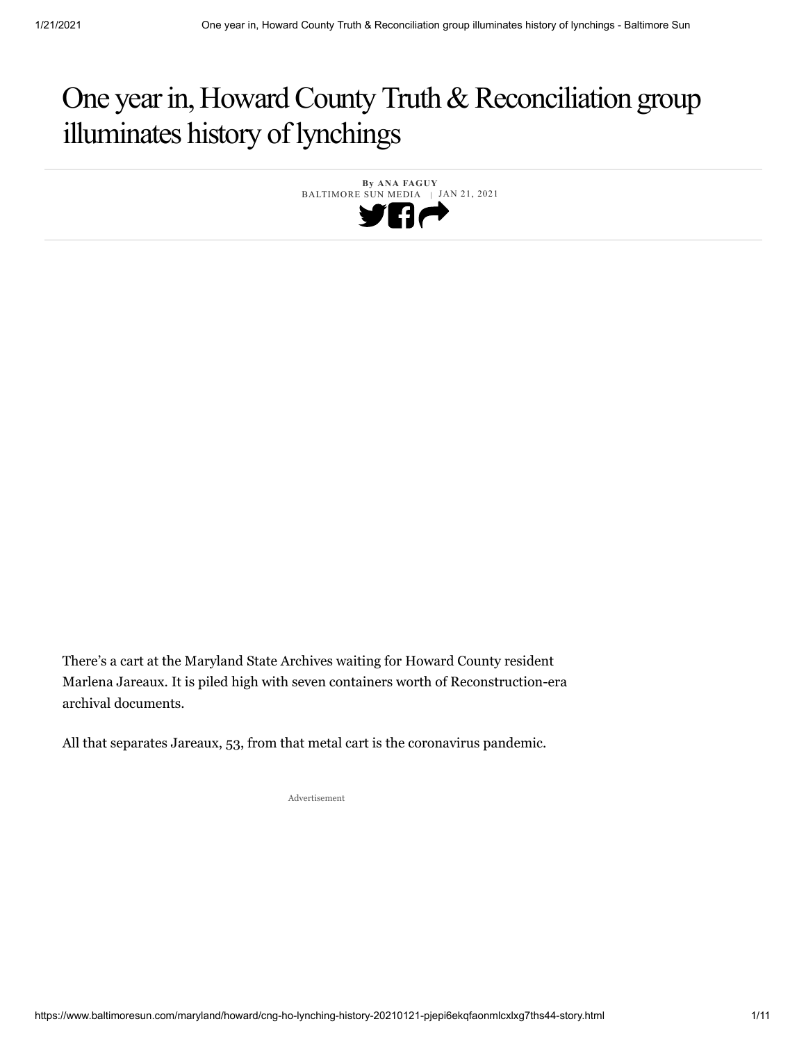# One year in, Howard County Truth & Reconciliation group illuminates history of lynchings

**By ANA FAGUY**
BALTIMORE SUN MEDIA | JAN 21, 2021

There's a cart at the Maryland State Archives waiting for Howard County resident Marlena Jareaux. It is piled high with seven containers worth of Reconstruction-era archival documents.

All that separates Jareaux, 53, from that metal cart is the coronavirus pandemic.

Advertisement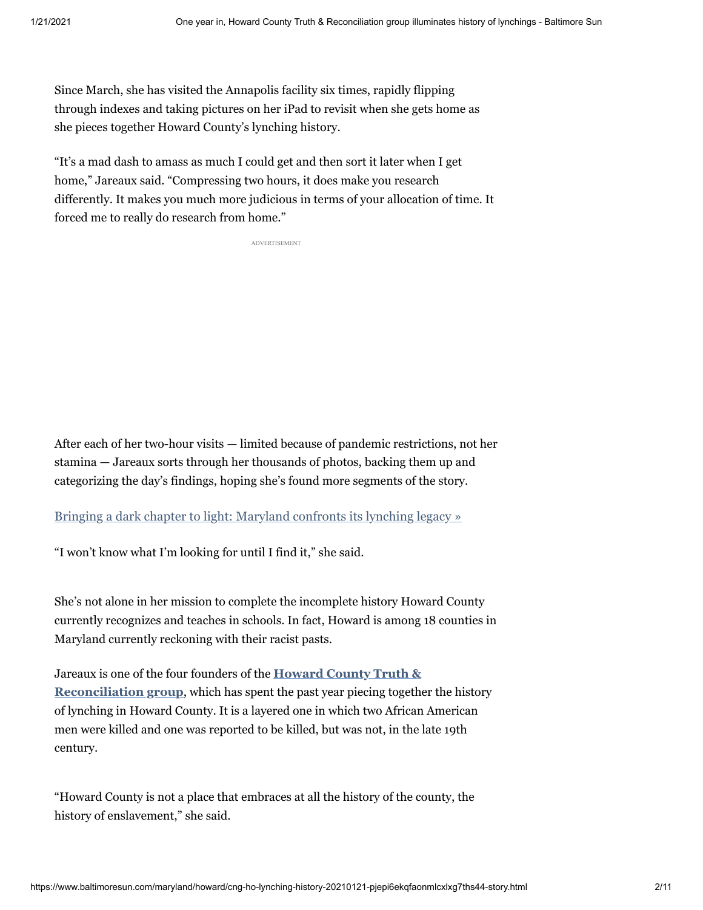Since March, she has visited the Annapolis facility six times, rapidly flipping through indexes and taking pictures on her iPad to revisit when she gets home as she pieces together Howard County's lynching history.

"It's a mad dash to amass as much I could get and then sort it later when I get home," Jareaux said. "Compressing two hours, it does make you research differently. It makes you much more judicious in terms of your allocation of time. It forced me to really do research from home."

After each of her two-hour visits — limited because of pandemic restrictions, not her stamina — Jareaux sorts through her thousands of photos, backing them up and categorizing the day's findings, hoping she's found more segments of the story.

Bringing a dark chapter to light: Maryland confronts its lynching legacy »

"I won't know what I'm looking for until I find it," she said.

She's not alone in her mission to complete the incomplete history Howard County currently recognizes and teaches in schools. In fact, Howard is among 18 counties in Maryland currently reckoning with their racist pasts.

Jareaux is one of the four founders of the **Howard County Truth & Reconciliation group**, which has spent the past year piecing together the history of lynching in Howard County. It is a layered one in which two African American men were killed and one was reported to be killed, but was not, in the late 19th century.

"Howard County is not a place that embraces at all the history of the county, the history of enslavement," she said.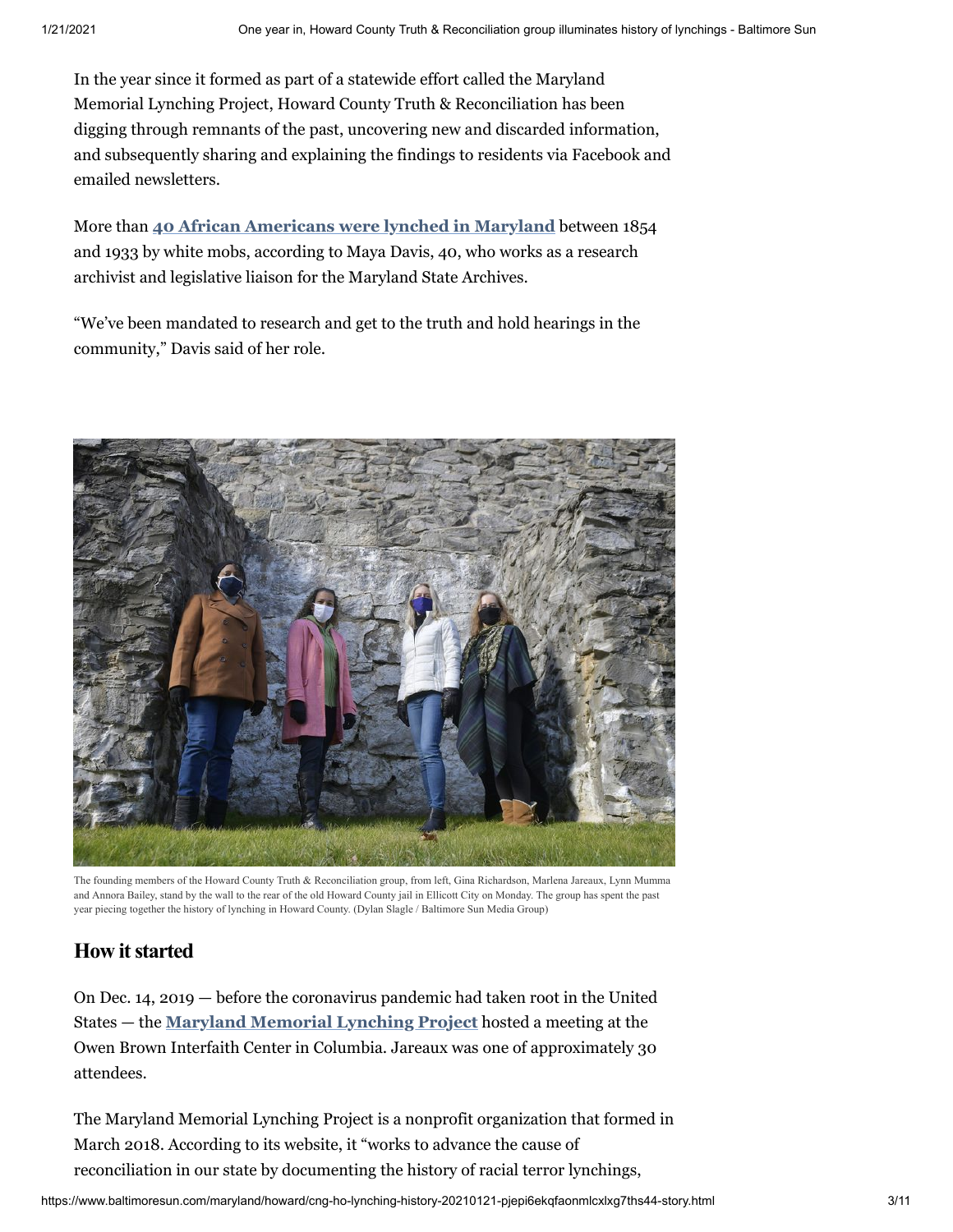In the year since it formed as part of a statewide effort called the Maryland Memorial Lynching Project, Howard County Truth & Reconciliation has been digging through remnants of the past, uncovering new and discarded information, and subsequently sharing and explaining the findings to residents via Facebook and emailed newsletters.

More than **40 African Americans were lynched in Maryland** between 1854 and 1933 by white mobs, according to Maya Davis, 40, who works as a research archivist and legislative liaison for the Maryland State Archives.

"We've been mandated to research and get to the truth and hold hearings in the community," Davis said of her role.

The founding members of the Howard County Truth & Reconciliation group, from left, Gina Richardson, Marlena Jareaux, Lynn Mumma and Annora Bailey, stand by the wall to the rear of the old Howard County jail in Ellicott City on Monday. The group has spent the past year piecing together the history of lynching in Howard County. (Dylan Slagle / Baltimore Sun Media Group)

## How it started

On Dec. 14, 2019 — before the coronavirus pandemic had taken root in the United States — the **Maryland Memorial Lynching Project** hosted a meeting at the Owen Brown Interfaith Center in Columbia. Jareaux was one of approximately 30 attendees.

The Maryland Memorial Lynching Project is a nonprofit organization that formed in March 2018. According to its website, it "works to advance the cause of reconciliation in our state by documenting the history of racial terror lynchings,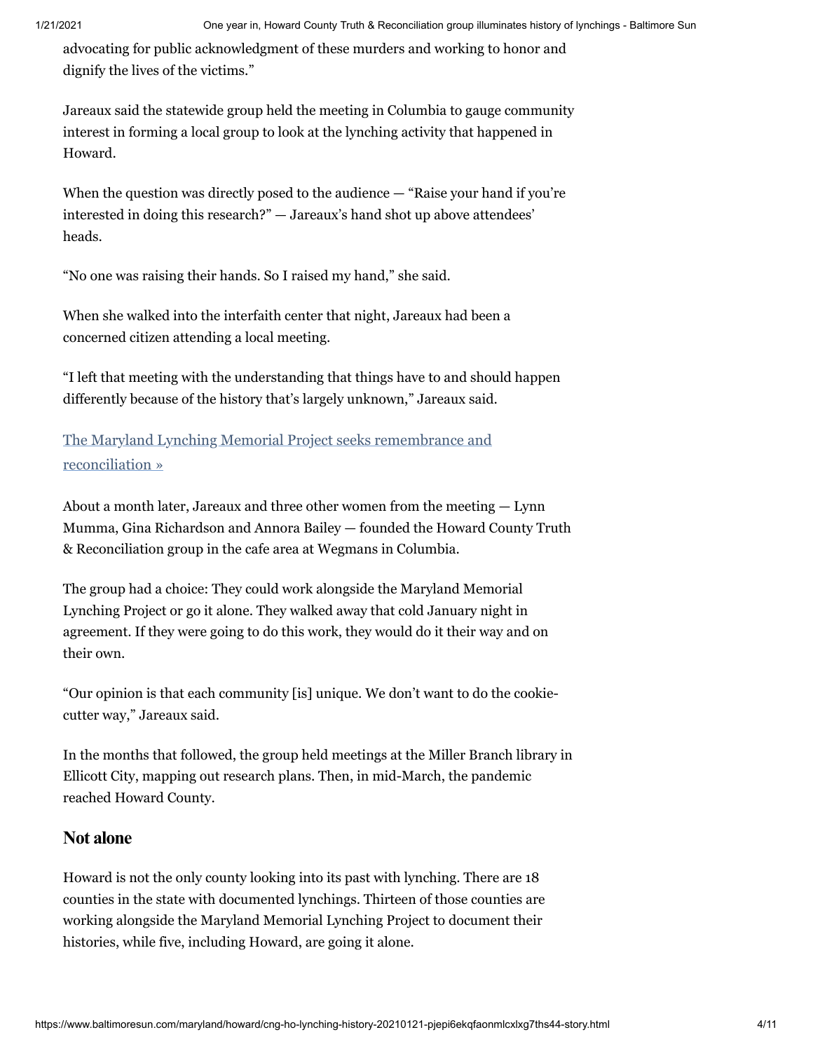advocating for public acknowledgment of these murders and working to honor and dignify the lives of the victims."

Jareaux said the statewide group held the meeting in Columbia to gauge community interest in forming a local group to look at the lynching activity that happened in Howard.

When the question was directly posed to the audience — "Raise your hand if you're interested in doing this research?" — Jareaux's hand shot up above attendees' heads.

"No one was raising their hands. So I raised my hand," she said.

When she walked into the interfaith center that night, Jareaux had been a concerned citizen attending a local meeting.

"I left that meeting with the understanding that things have to and should happen differently because of the history that's largely unknown," Jareaux said.

The Maryland Lynching Memorial Project seeks remembrance and reconciliation »

About a month later, Jareaux and three other women from the meeting — Lynn Mumma, Gina Richardson and Annora Bailey — founded the Howard County Truth & Reconciliation group in the cafe area at Wegmans in Columbia.

The group had a choice: They could work alongside the Maryland Memorial Lynching Project or go it alone. They walked away that cold January night in agreement. If they were going to do this work, they would do it their way and on their own.

"Our opinion is that each community [is] unique. We don't want to do the cookie-cutter way," Jareaux said.

In the months that followed, the group held meetings at the Miller Branch library in Ellicott City, mapping out research plans. Then, in mid-March, the pandemic reached Howard County.

## Not alone

Howard is not the only county looking into its past with lynching. There are 18 counties in the state with documented lynchings. Thirteen of those counties are working alongside the Maryland Memorial Lynching Project to document their histories, while five, including Howard, are going it alone.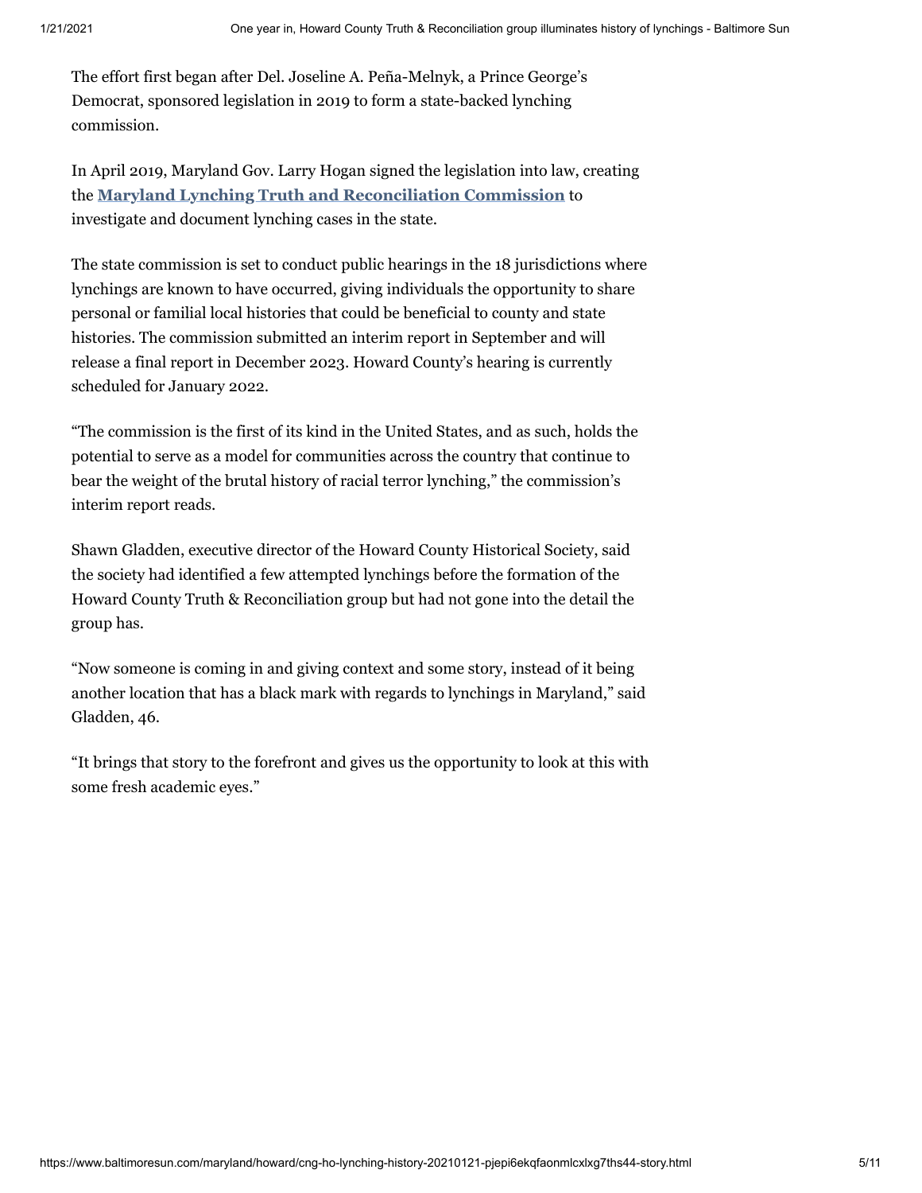The effort first began after Del. Joseline A. Peña-Melnyk, a Prince George's Democrat, sponsored legislation in 2019 to form a state-backed lynching commission.

In April 2019, Maryland Gov. Larry Hogan signed the legislation into law, creating the **Maryland Lynching Truth and Reconciliation Commission** to investigate and document lynching cases in the state.

The state commission is set to conduct public hearings in the 18 jurisdictions where lynchings are known to have occurred, giving individuals the opportunity to share personal or familial local histories that could be beneficial to county and state histories. The commission submitted an interim report in September and will release a final report in December 2023. Howard County's hearing is currently scheduled for January 2022.

"The commission is the first of its kind in the United States, and as such, holds the potential to serve as a model for communities across the country that continue to bear the weight of the brutal history of racial terror lynching," the commission's interim report reads.

Shawn Gladden, executive director of the Howard County Historical Society, said the society had identified a few attempted lynchings before the formation of the Howard County Truth & Reconciliation group but had not gone into the detail the group has.

"Now someone is coming in and giving context and some story, instead of it being another location that has a black mark with regards to lynchings in Maryland," said Gladden, 46.

"It brings that story to the forefront and gives us the opportunity to look at this with some fresh academic eyes."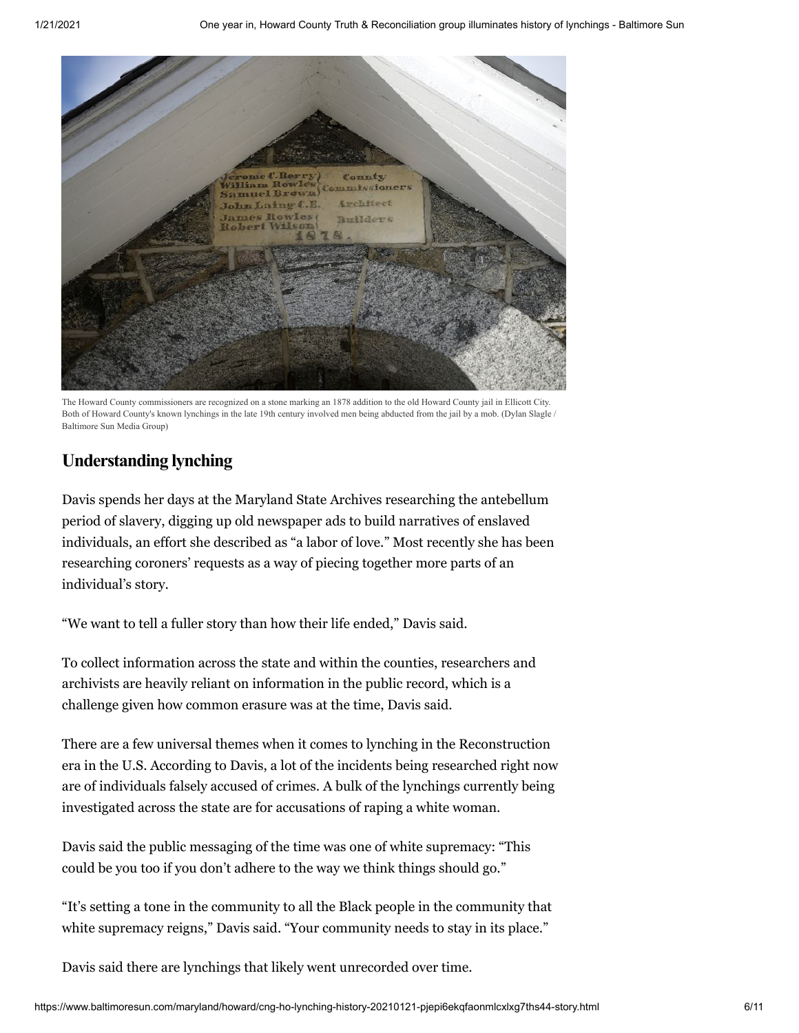The Howard County commissioners are recognized on a stone marking an 1878 addition to the old Howard County jail in Ellicott City. Both of Howard County's known lynchings in the late 19th century involved men being abducted from the jail by a mob. (Dylan Slagle / Baltimore Sun Media Group)

## Understanding lynching

Davis spends her days at the Maryland State Archives researching the antebellum period of slavery, digging up old newspaper ads to build narratives of enslaved individuals, an effort she described as "a labor of love." Most recently she has been researching coroners' requests as a way of piecing together more parts of an individual's story.

"We want to tell a fuller story than how their life ended," Davis said.

To collect information across the state and within the counties, researchers and archivists are heavily reliant on information in the public record, which is a challenge given how common erasure was at the time, Davis said.

There are a few universal themes when it comes to lynching in the Reconstruction era in the U.S. According to Davis, a lot of the incidents being researched right now are of individuals falsely accused of crimes. A bulk of the lynchings currently being investigated across the state are for accusations of raping a white woman.

Davis said the public messaging of the time was one of white supremacy: "This could be you too if you don't adhere to the way we think things should go."

"It's setting a tone in the community to all the Black people in the community that white supremacy reigns," Davis said. "Your community needs to stay in its place."

Davis said there are lynchings that likely went unrecorded over time.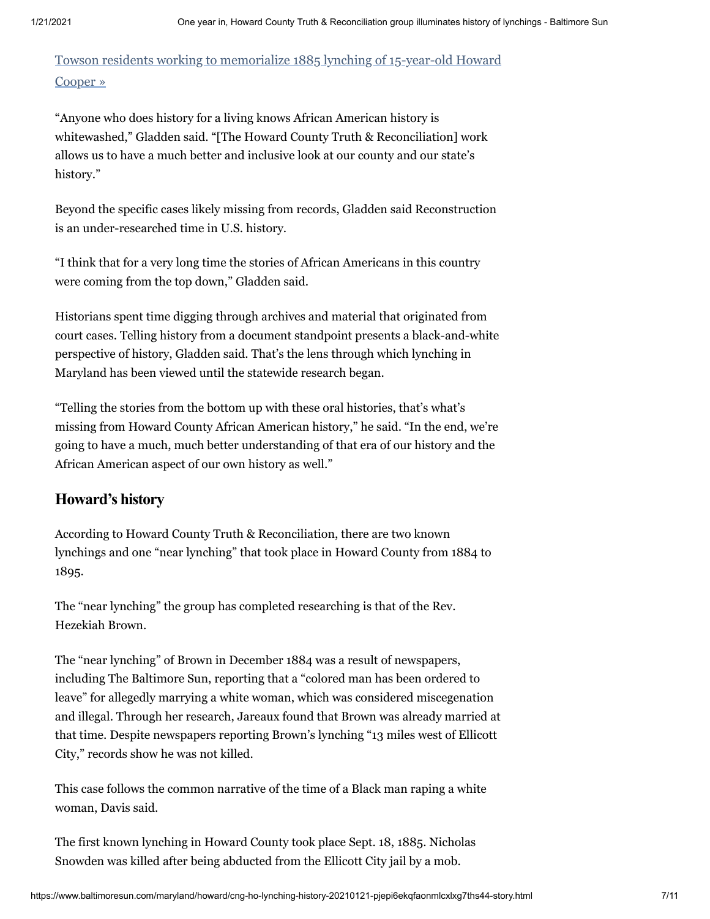[Towson residents working to memorialize 1885 lynching of 15-year-old Howard Cooper »](https://www.baltimoresun.com)

"Anyone who does history for a living knows African American history is whitewashed," Gladden said. "[The Howard County Truth & Reconciliation] work allows us to have a much better and inclusive look at our county and our state's history."

Beyond the specific cases likely missing from records, Gladden said Reconstruction is an under-researched time in U.S. history.

"I think that for a very long time the stories of African Americans in this country were coming from the top down," Gladden said.

Historians spent time digging through archives and material that originated from court cases. Telling history from a document standpoint presents a black-and-white perspective of history, Gladden said. That's the lens through which lynching in Maryland has been viewed until the statewide research began.

"Telling the stories from the bottom up with these oral histories, that's what's missing from Howard County African American history," he said. "In the end, we're going to have a much, much better understanding of that era of our history and the African American aspect of our own history as well."

## Howard's history

According to Howard County Truth & Reconciliation, there are two known lynchings and one "near lynching" that took place in Howard County from 1884 to 1895.

The "near lynching" the group has completed researching is that of the Rev. Hezekiah Brown.

The "near lynching" of Brown in December 1884 was a result of newspapers, including The Baltimore Sun, reporting that a "colored man has been ordered to leave" for allegedly marrying a white woman, which was considered miscegenation and illegal. Through her research, Jareaux found that Brown was already married at that time. Despite newspapers reporting Brown's lynching "13 miles west of Ellicott City," records show he was not killed.

This case follows the common narrative of the time of a Black man raping a white woman, Davis said.

The first known lynching in Howard County took place Sept. 18, 1885. Nicholas Snowden was killed after being abducted from the Ellicott City jail by a mob.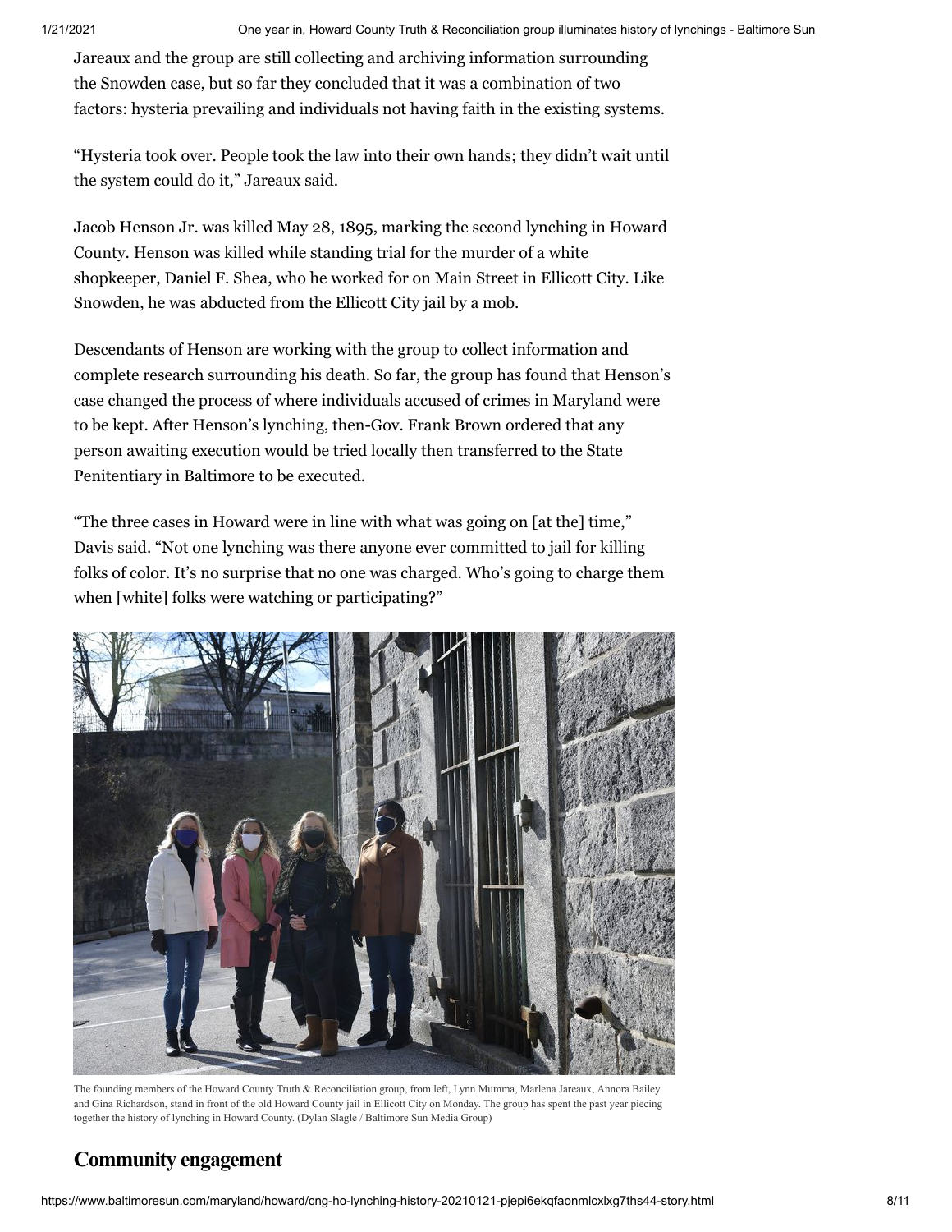Jareaux and the group are still collecting and archiving information surrounding the Snowden case, but so far they concluded that it was a combination of two factors: hysteria prevailing and individuals not having faith in the existing systems.

"Hysteria took over. People took the law into their own hands; they didn't wait until the system could do it," Jareaux said.

Jacob Henson Jr. was killed May 28, 1895, marking the second lynching in Howard County. Henson was killed while standing trial for the murder of a white shopkeeper, Daniel F. Shea, who he worked for on Main Street in Ellicott City. Like Snowden, he was abducted from the Ellicott City jail by a mob.

Descendants of Henson are working with the group to collect information and complete research surrounding his death. So far, the group has found that Henson's case changed the process of where individuals accused of crimes in Maryland were to be kept. After Henson's lynching, then-Gov. Frank Brown ordered that any person awaiting execution would be tried locally then transferred to the State Penitentiary in Baltimore to be executed.

"The three cases in Howard were in line with what was going on [at the] time," Davis said. "Not one lynching was there anyone ever committed to jail for killing folks of color. It's no surprise that no one was charged. Who's going to charge them when [white] folks were watching or participating?"

The founding members of the Howard County Truth & Reconciliation group, from left, Lynn Mumma, Marlena Jareaux, Annora Bailey and Gina Richardson, stand in front of the old Howard County jail in Ellicott City on Monday. The group has spent the past year piecing together the history of lynching in Howard County. (Dylan Slagle / Baltimore Sun Media Group)

## Community engagement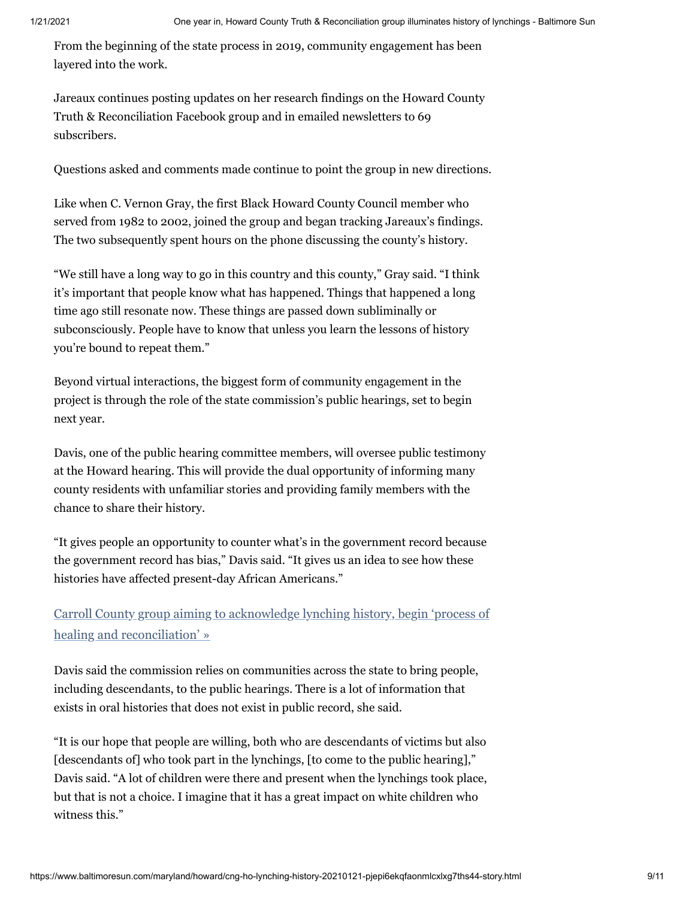From the beginning of the state process in 2019, community engagement has been layered into the work.

Jareaux continues posting updates on her research findings on the Howard County Truth & Reconciliation Facebook group and in emailed newsletters to 69 subscribers.

Questions asked and comments made continue to point the group in new directions.

Like when C. Vernon Gray, the first Black Howard County Council member who served from 1982 to 2002, joined the group and began tracking Jareaux's findings. The two subsequently spent hours on the phone discussing the county's history.

"We still have a long way to go in this country and this county," Gray said. "I think it's important that people know what has happened. Things that happened a long time ago still resonate now. These things are passed down subliminally or subconsciously. People have to know that unless you learn the lessons of history you're bound to repeat them."

Beyond virtual interactions, the biggest form of community engagement in the project is through the role of the state commission's public hearings, set to begin next year.

Davis, one of the public hearing committee members, will oversee public testimony at the Howard hearing. This will provide the dual opportunity of informing many county residents with unfamiliar stories and providing family members with the chance to share their history.

"It gives people an opportunity to counter what's in the government record because the government record has bias," Davis said. "It gives us an idea to see how these histories have affected present-day African Americans."

[Carroll County group aiming to acknowledge lynching history, begin 'process of healing and reconciliation' »]

Davis said the commission relies on communities across the state to bring people, including descendants, to the public hearings. There is a lot of information that exists in oral histories that does not exist in public record, she said.

"It is our hope that people are willing, both who are descendants of victims but also [descendants of] who took part in the lynchings, [to come to the public hearing]," Davis said. "A lot of children were there and present when the lynchings took place, but that is not a choice. I imagine that it has a great impact on white children who witness this."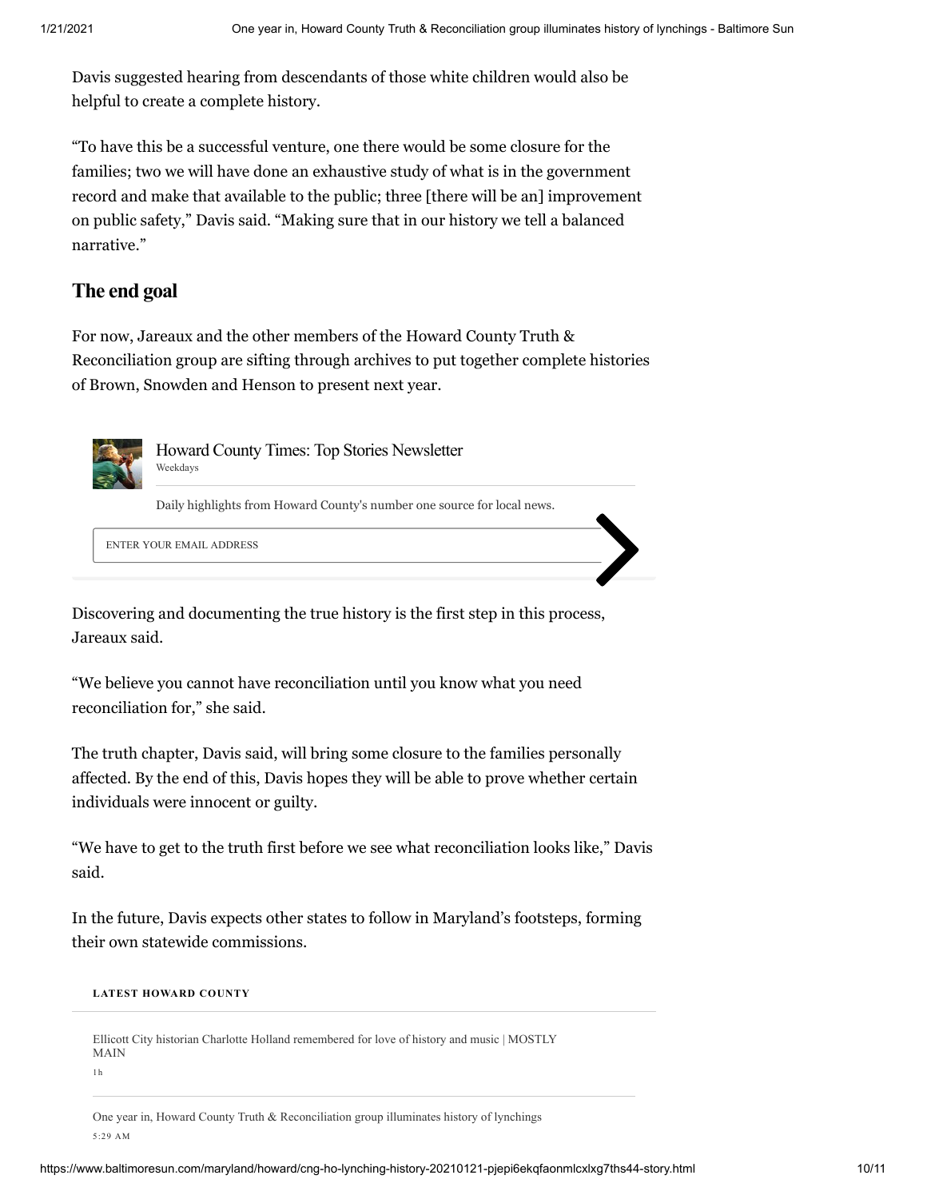Davis suggested hearing from descendants of those white children would also be helpful to create a complete history.

"To have this be a successful venture, one there would be some closure for the families; two we will have done an exhaustive study of what is in the government record and make that available to the public; three [there will be an] improvement on public safety," Davis said. "Making sure that in our history we tell a balanced narrative."

## The end goal

For now, Jareaux and the other members of the Howard County Truth & Reconciliation group are sifting through archives to put together complete histories of Brown, Snowden and Henson to present next year.

Howard County Times: Top Stories Newsletter
Weekdays

Daily highlights from Howard County's number one source for local news.

ENTER YOUR EMAIL ADDRESS

Discovering and documenting the true history is the first step in this process, Jareaux said.

"We believe you cannot have reconciliation until you know what you need reconciliation for," she said.

The truth chapter, Davis said, will bring some closure to the families personally affected. By the end of this, Davis hopes they will be able to prove whether certain individuals were innocent or guilty.

"We have to get to the truth first before we see what reconciliation looks like," Davis said.

In the future, Davis expects other states to follow in Maryland's footsteps, forming their own statewide commissions.

**LATEST HOWARD COUNTY**

Ellicott City historian Charlotte Holland remembered for love of history and music | MOSTLY MAIN
1h

One year in, Howard County Truth & Reconciliation group illuminates history of lynchings
5:29 AM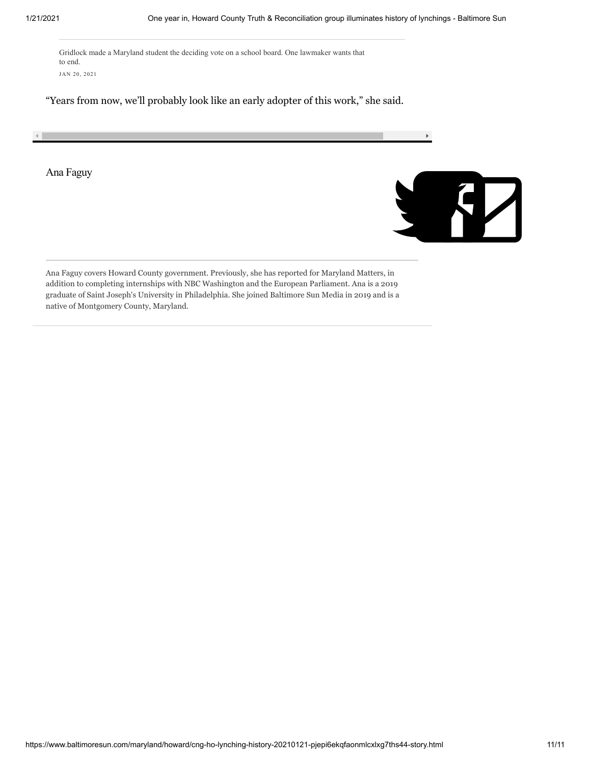Gridlock made a Maryland student the deciding vote on a school board. One lawmaker wants that to end.

JAN 20, 2021

"Years from now, we'll probably look like an early adopter of this work," she said.

Ana Faguy

Ana Faguy covers Howard County government. Previously, she has reported for Maryland Matters, in addition to completing internships with NBC Washington and the European Parliament. Ana is a 2019 graduate of Saint Joseph's University in Philadelphia. She joined Baltimore Sun Media in 2019 and is a native of Montgomery County, Maryland.